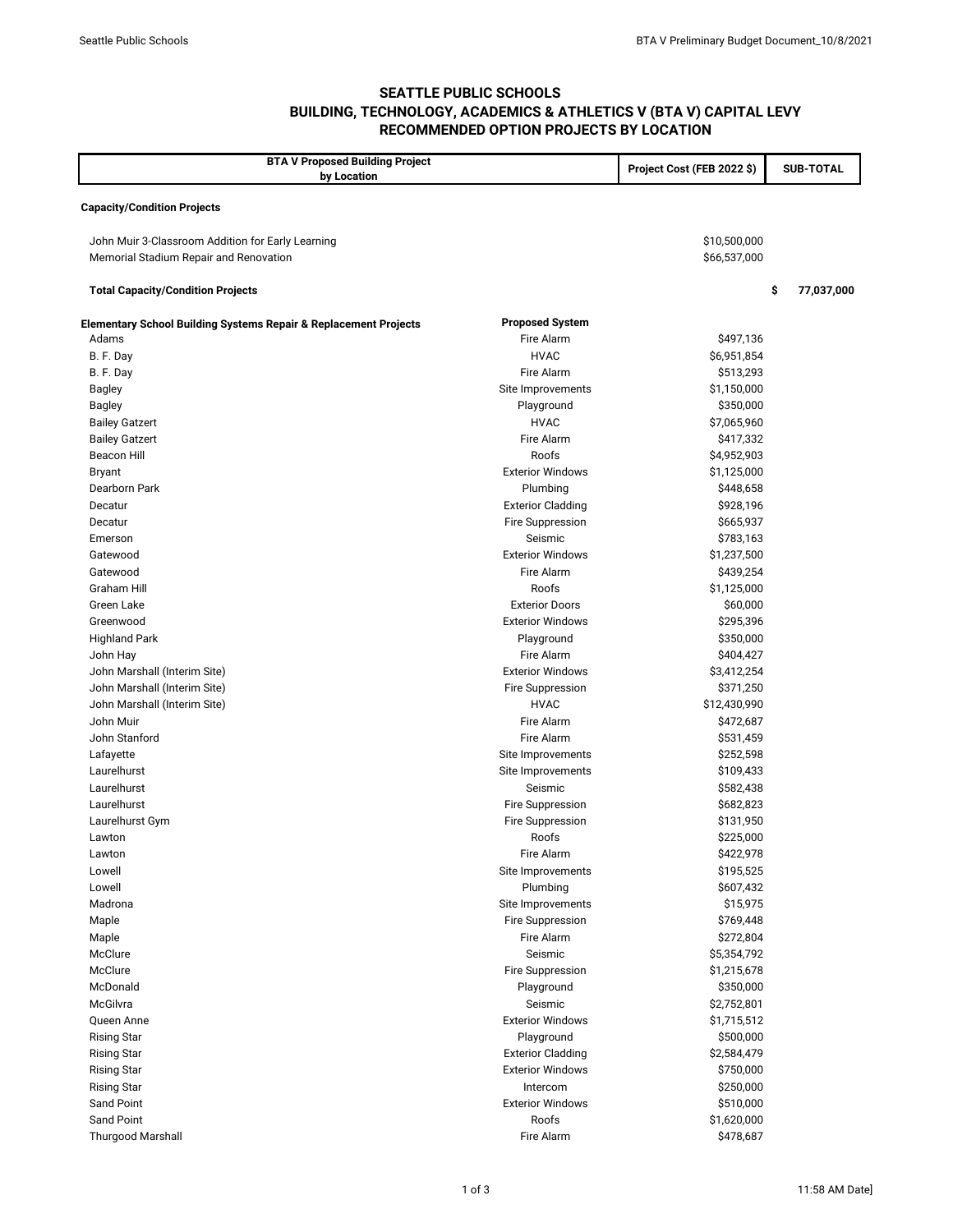# SEATTLE PUBLIC SCHOOLS
## BUILDING, TECHNOLOGY, ACADEMICS & ATHLETICS V (BTA V) CAPITAL LEVY
## RECOMMENDED OPTION PROJECTS BY LOCATION

| BTA V Proposed Building Project by Location | | Project Cost (FEB 2022 $) | SUB-TOTAL |
|---|---|---|---|
| **Capacity/Condition Projects** | | | |
| John Muir 3-Classroom Addition for Early Learning | | $10,500,000 | |
| Memorial Stadium Repair and Renovation | | $66,537,000 | |
| **Total Capacity/Condition Projects** | | | **$ 77,037,000** |
| **Elementary School Building Systems Repair & Replacement Projects** | **Proposed System** | | |
| Adams | Fire Alarm | $497,136 | |
| B. F. Day | HVAC | $6,951,854 | |
| B. F. Day | Fire Alarm | $513,293 | |
| Bagley | Site Improvements | $1,150,000 | |
| Bagley | Playground | $350,000 | |
| Bailey Gatzert | HVAC | $7,065,960 | |
| Bailey Gatzert | Fire Alarm | $417,332 | |
| Beacon Hill | Roofs | $4,952,903 | |
| Bryant | Exterior Windows | $1,125,000 | |
| Dearborn Park | Plumbing | $448,658 | |
| Decatur | Exterior Cladding | $928,196 | |
| Decatur | Fire Suppression | $665,937 | |
| Emerson | Seismic | $783,163 | |
| Gatewood | Exterior Windows | $1,237,500 | |
| Gatewood | Fire Alarm | $439,254 | |
| Graham Hill | Roofs | $1,125,000 | |
| Green Lake | Exterior Doors | $60,000 | |
| Greenwood | Exterior Windows | $295,396 | |
| Highland Park | Playground | $350,000 | |
| John Hay | Fire Alarm | $404,427 | |
| John Marshall (Interim Site) | Exterior Windows | $3,412,254 | |
| John Marshall (Interim Site) | Fire Suppression | $371,250 | |
| John Marshall (Interim Site) | HVAC | $12,430,990 | |
| John Muir | Fire Alarm | $472,687 | |
| John Stanford | Fire Alarm | $531,459 | |
| Lafayette | Site Improvements | $252,598 | |
| Laurelhurst | Site Improvements | $109,433 | |
| Laurelhurst | Seismic | $582,438 | |
| Laurelhurst | Fire Suppression | $682,823 | |
| Laurelhurst Gym | Fire Suppression | $131,950 | |
| Lawton | Roofs | $225,000 | |
| Lawton | Fire Alarm | $422,978 | |
| Lowell | Site Improvements | $195,525 | |
| Lowell | Plumbing | $607,432 | |
| Madrona | Site Improvements | $15,975 | |
| Maple | Fire Suppression | $769,448 | |
| Maple | Fire Alarm | $272,804 | |
| McClure | Seismic | $5,354,792 | |
| McClure | Fire Suppression | $1,215,678 | |
| McDonald | Playground | $350,000 | |
| McGilvra | Seismic | $2,752,801 | |
| Queen Anne | Exterior Windows | $1,715,512 | |
| Rising Star | Playground | $500,000 | |
| Rising Star | Exterior Cladding | $2,584,479 | |
| Rising Star | Exterior Windows | $750,000 | |
| Rising Star | Intercom | $250,000 | |
| Sand Point | Exterior Windows | $510,000 | |
| Sand Point | Roofs | $1,620,000 | |
| Thurgood Marshall | Fire Alarm | $478,687 | |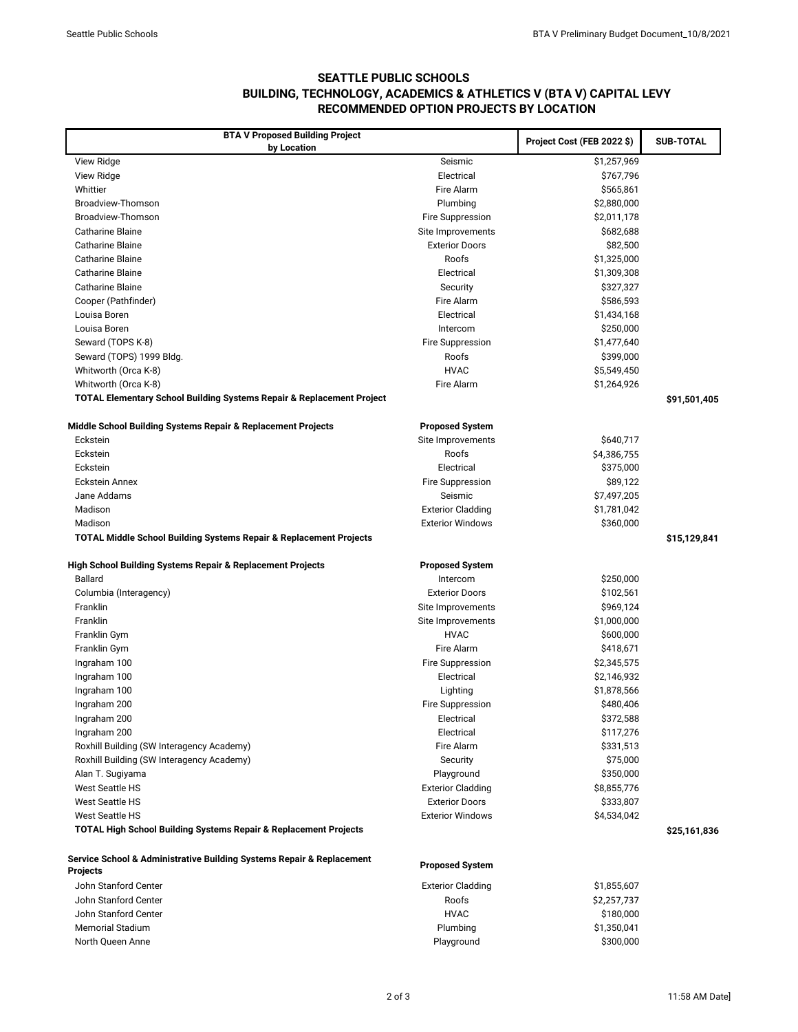## SEATTLE PUBLIC SCHOOLS
## BUILDING, TECHNOLOGY, ACADEMICS & ATHLETICS V (BTA V) CAPITAL LEVY
## RECOMMENDED OPTION PROJECTS BY LOCATION

| BTA V Proposed Building Project by Location | | Project Cost (FEB 2022 $) | SUB-TOTAL |
|---|---|---|---|
| View Ridge | Seismic | $1,257,969 | |
| View Ridge | Electrical | $767,796 | |
| Whittier | Fire Alarm | $565,861 | |
| Broadview-Thomson | Plumbing | $2,880,000 | |
| Broadview-Thomson | Fire Suppression | $2,011,178 | |
| Catharine Blaine | Site Improvements | $682,688 | |
| Catharine Blaine | Exterior Doors | $82,500 | |
| Catharine Blaine | Roofs | $1,325,000 | |
| Catharine Blaine | Electrical | $1,309,308 | |
| Catharine Blaine | Security | $327,327 | |
| Cooper (Pathfinder) | Fire Alarm | $586,593 | |
| Louisa Boren | Electrical | $1,434,168 | |
| Louisa Boren | Intercom | $250,000 | |
| Seward (TOPS K-8) | Fire Suppression | $1,477,640 | |
| Seward (TOPS) 1999 Bldg. | Roofs | $399,000 | |
| Whitworth (Orca K-8) | HVAC | $5,549,450 | |
| Whitworth (Orca K-8) | Fire Alarm | $1,264,926 | |
| **TOTAL Elementary School Building Systems Repair & Replacement Project** | | | **$91,501,405** |
| | | | |
| **Middle School Building Systems Repair & Replacement Projects** | **Proposed System** | | |
| Eckstein | Site Improvements | $640,717 | |
| Eckstein | Roofs | $4,386,755 | |
| Eckstein | Electrical | $375,000 | |
| Eckstein Annex | Fire Suppression | $89,122 | |
| Jane Addams | Seismic | $7,497,205 | |
| Madison | Exterior Cladding | $1,781,042 | |
| Madison | Exterior Windows | $360,000 | |
| **TOTAL Middle School Building Systems Repair & Replacement Projects** | | | **$15,129,841** |
| | | | |
| **High School Building Systems Repair & Replacement Projects** | **Proposed System** | | |
| Ballard | Intercom | $250,000 | |
| Columbia (Interagency) | Exterior Doors | $102,561 | |
| Franklin | Site Improvements | $969,124 | |
| Franklin | Site Improvements | $1,000,000 | |
| Franklin Gym | HVAC | $600,000 | |
| Franklin Gym | Fire Alarm | $418,671 | |
| Ingraham 100 | Fire Suppression | $2,345,575 | |
| Ingraham 100 | Electrical | $2,146,932 | |
| Ingraham 100 | Lighting | $1,878,566 | |
| Ingraham 200 | Fire Suppression | $480,406 | |
| Ingraham 200 | Electrical | $372,588 | |
| Ingraham 200 | Electrical | $117,276 | |
| Roxhill Building (SW Interagency Academy) | Fire Alarm | $331,513 | |
| Roxhill Building (SW Interagency Academy) | Security | $75,000 | |
| Alan T. Sugiyama | Playground | $350,000 | |
| West Seattle HS | Exterior Cladding | $8,855,776 | |
| West Seattle HS | Exterior Doors | $333,807 | |
| West Seattle HS | Exterior Windows | $4,534,042 | |
| **TOTAL High School Building Systems Repair & Replacement Projects** | | | **$25,161,836** |
| | | | |
| **Service School & Administrative Building Systems Repair & Replacement Projects** | **Proposed System** | | |
| John Stanford Center | Exterior Cladding | $1,855,607 | |
| John Stanford Center | Roofs | $2,257,737 | |
| John Stanford Center | HVAC | $180,000 | |
| Memorial Stadium | Plumbing | $1,350,041 | |
| North Queen Anne | Playground | $300,000 | |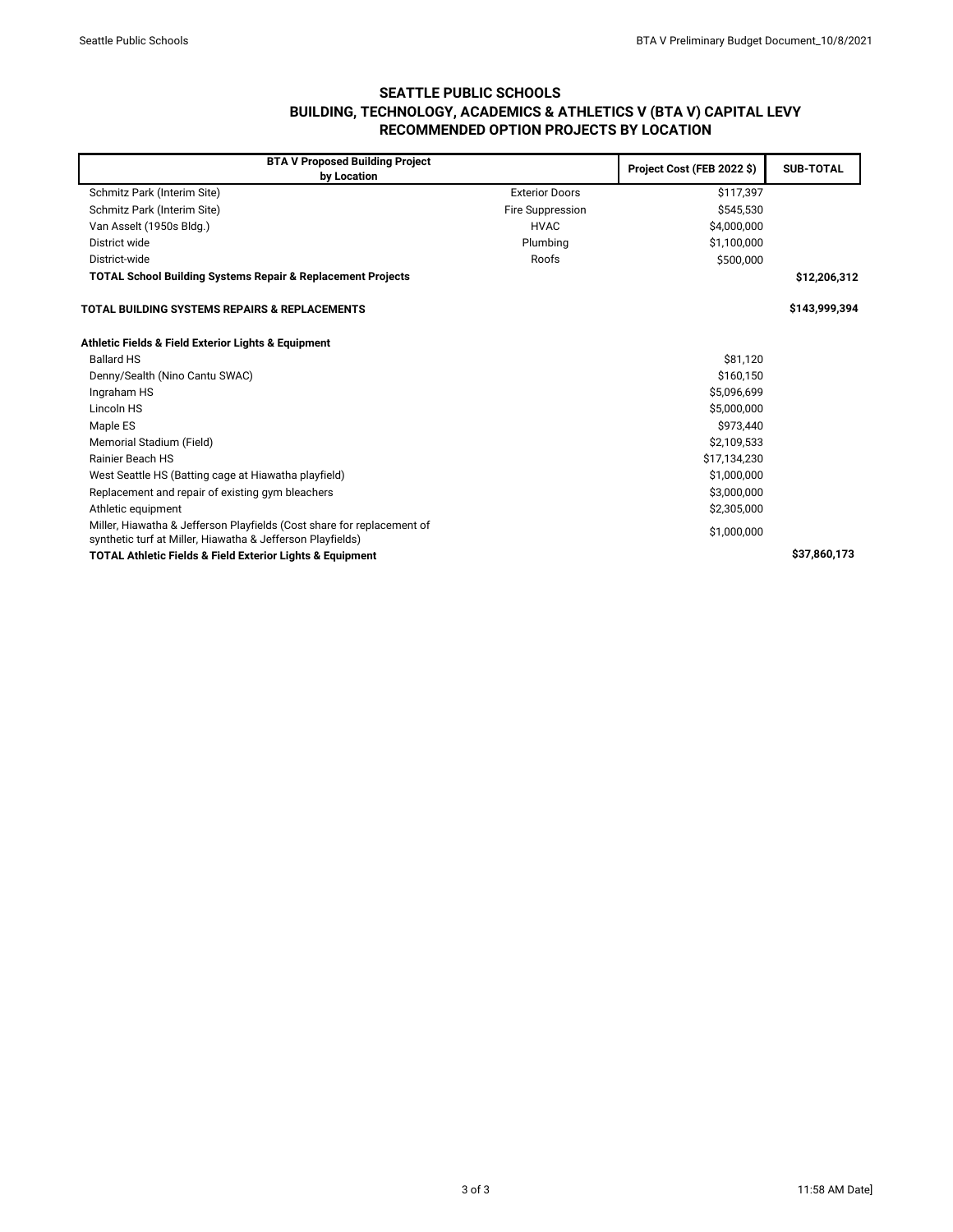## SEATTLE PUBLIC SCHOOLS
## BUILDING, TECHNOLOGY, ACADEMICS & ATHLETICS V (BTA V) CAPITAL LEVY
## RECOMMENDED OPTION PROJECTS BY LOCATION

| BTA V Proposed Building Project by Location | | Project Cost (FEB 2022 $) | SUB-TOTAL |
|---|---|---|---|
| Schmitz Park (Interim Site) | Exterior Doors | $117,397 | |
| Schmitz Park (Interim Site) | Fire Suppression | $545,530 | |
| Van Asselt (1950s Bldg.) | HVAC | $4,000,000 | |
| District wide | Plumbing | $1,100,000 | |
| District-wide | Roofs | $500,000 | |
| **TOTAL School Building Systems Repair & Replacement Projects** | | | **$12,206,312** |
| **TOTAL BUILDING SYSTEMS REPAIRS & REPLACEMENTS** | | | **$143,999,394** |
| **Athletic Fields & Field Exterior Lights & Equipment** | | | |
| Ballard HS | | $81,120 | |
| Denny/Sealth (Nino Cantu SWAC) | | $160,150 | |
| Ingraham HS | | $5,096,699 | |
| Lincoln HS | | $5,000,000 | |
| Maple ES | | $973,440 | |
| Memorial Stadium (Field) | | $2,109,533 | |
| Rainier Beach HS | | $17,134,230 | |
| West Seattle HS (Batting cage at Hiawatha playfield) | | $1,000,000 | |
| Replacement and repair of existing gym bleachers | | $3,000,000 | |
| Athletic equipment | | $2,305,000 | |
| Miller, Hiawatha & Jefferson Playfields (Cost share for replacement of synthetic turf at Miller, Hiawatha & Jefferson Playfields) | | $1,000,000 | |
| **TOTAL Athletic Fields & Field Exterior Lights & Equipment** | | | **$37,860,173** |